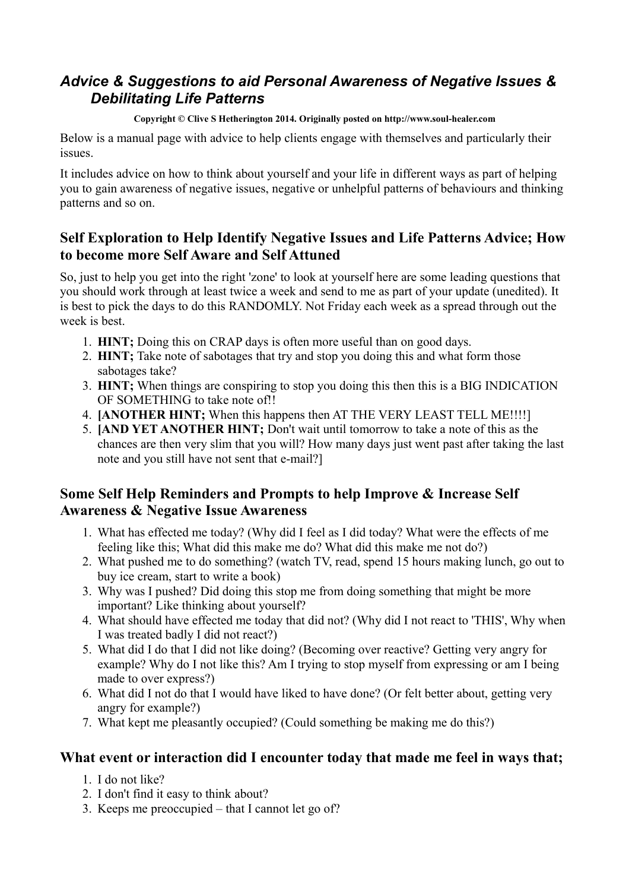## *Advice & Suggestions to aid Personal Awareness of Negative Issues & Debilitating Life Patterns*

**Copyright © Clive S Hetherington 2014. Originally posted on http://www.soul-healer.com**

Below is a manual page with advice to help clients engage with themselves and particularly their issues.

It includes advice on how to think about yourself and your life in different ways as part of helping you to gain awareness of negative issues, negative or unhelpful patterns of behaviours and thinking patterns and so on.

### Self Exploration to Help Identify Negative Issues and Life Patterns Advice; How to become more Self Aware and Self Attuned

So, just to help you get into the right 'zone' to look at yourself here are some leading questions that you should work through at least twice a week and send to me as part of your update (unedited). It is best to pick the days to do this RANDOMLY. Not Friday each week as a spread through out the week is best.

1. **HINT;** Doing this on CRAP days is often more useful than on good days.
2. **HINT;** Take note of sabotages that try and stop you doing this and what form those sabotages take?
3. **HINT;** When things are conspiring to stop you doing this then this is a BIG INDICATION OF SOMETHING to take note of!!
4. **[ANOTHER HINT;** When this happens then AT THE VERY LEAST TELL ME!!!!]
5. **[AND YET ANOTHER HINT;** Don't wait until tomorrow to take a note of this as the chances are then very slim that you will? How many days just went past after taking the last note and you still have not sent that e-mail?]

### Some Self Help Reminders and Prompts to help Improve & Increase Self Awareness & Negative Issue Awareness

1. What has effected me today? (Why did I feel as I did today? What were the effects of me feeling like this; What did this make me do? What did this make me not do?)
2. What pushed me to do something? (watch TV, read, spend 15 hours making lunch, go out to buy ice cream, start to write a book)
3. Why was I pushed? Did doing this stop me from doing something that might be more important? Like thinking about yourself?
4. What should have effected me today that did not? (Why did I not react to 'THIS', Why when I was treated badly I did not react?)
5. What did I do that I did not like doing? (Becoming over reactive? Getting very angry for example? Why do I not like this? Am I trying to stop myself from expressing or am I being made to over express?)
6. What did I not do that I would have liked to have done? (Or felt better about, getting very angry for example?)
7. What kept me pleasantly occupied? (Could something be making me do this?)

### What event or interaction did I encounter today that made me feel in ways that;

1. I do not like?
2. I don't find it easy to think about?
3. Keeps me preoccupied – that I cannot let go of?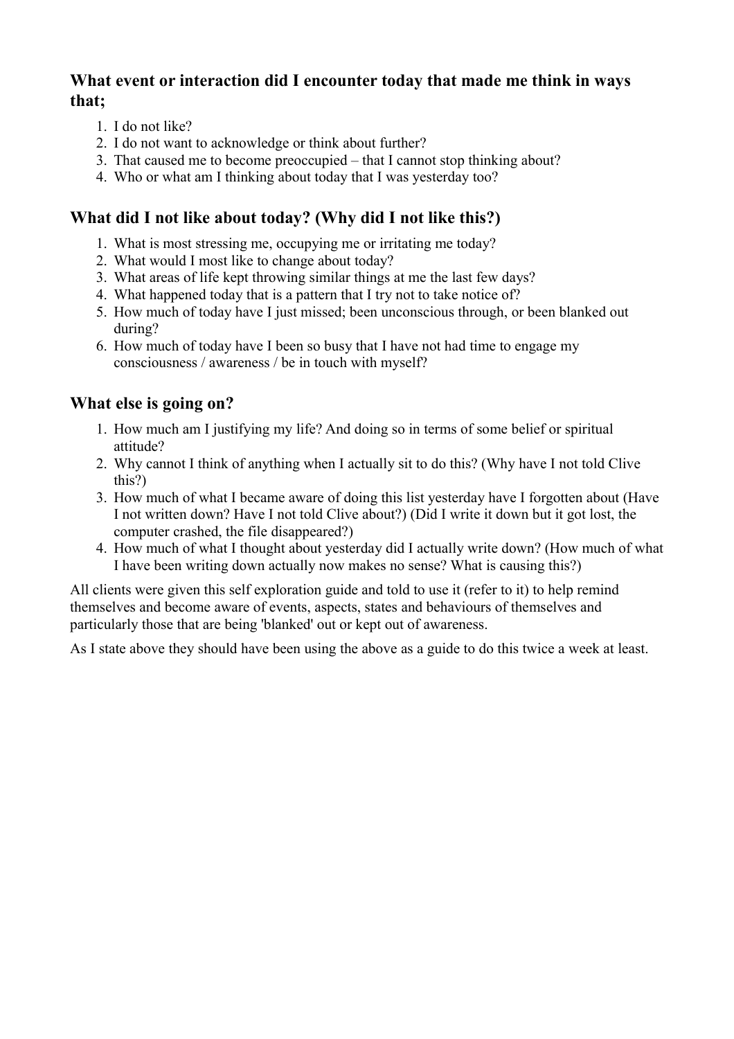### What event or interaction did I encounter today that made me think in ways that;

1. I do not like?
2. I do not want to acknowledge or think about further?
3. That caused me to become preoccupied – that I cannot stop thinking about?
4. Who or what am I thinking about today that I was yesterday too?

### What did I not like about today? (Why did I not like this?)

1. What is most stressing me, occupying me or irritating me today?
2. What would I most like to change about today?
3. What areas of life kept throwing similar things at me the last few days?
4. What happened today that is a pattern that I try not to take notice of?
5. How much of today have I just missed; been unconscious through, or been blanked out during?
6. How much of today have I been so busy that I have not had time to engage my consciousness / awareness / be in touch with myself?

### What else is going on?

1. How much am I justifying my life? And doing so in terms of some belief or spiritual attitude?
2. Why cannot I think of anything when I actually sit to do this? (Why have I not told Clive this?)
3. How much of what I became aware of doing this list yesterday have I forgotten about (Have I not written down? Have I not told Clive about?) (Did I write it down but it got lost, the computer crashed, the file disappeared?)
4. How much of what I thought about yesterday did I actually write down? (How much of what I have been writing down actually now makes no sense? What is causing this?)

All clients were given this self exploration guide and told to use it (refer to it) to help remind themselves and become aware of events, aspects, states and behaviours of themselves and particularly those that are being 'blanked' out or kept out of awareness.

As I state above they should have been using the above as a guide to do this twice a week at least.